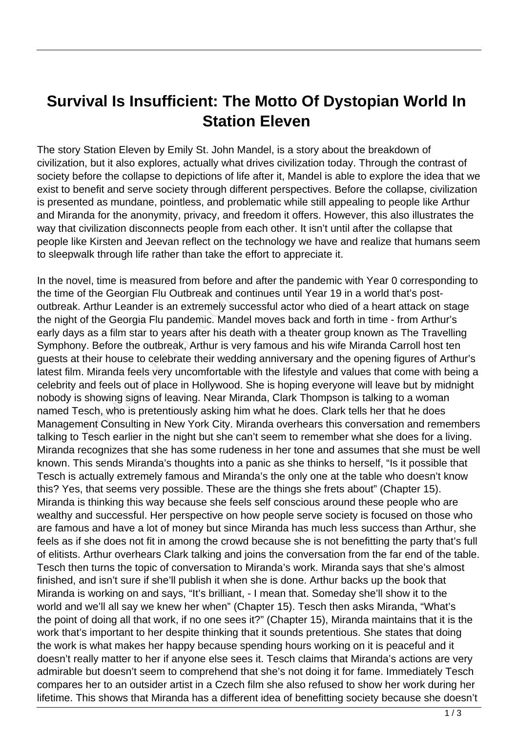# Survival Is Insufficient: The Motto Of Dystopian World In Station Eleven

The story Station Eleven by Emily St. John Mandel, is a story about the breakdown of civilization, but it also explores, actually what drives civilization today. Through the contrast of society before the collapse to depictions of life after it, Mandel is able to explore the idea that we exist to benefit and serve society through different perspectives. Before the collapse, civilization is presented as mundane, pointless, and problematic while still appealing to people like Arthur and Miranda for the anonymity, privacy, and freedom it offers. However, this also illustrates the way that civilization disconnects people from each other. It isn't until after the collapse that people like Kirsten and Jeevan reflect on the technology we have and realize that humans seem to sleepwalk through life rather than take the effort to appreciate it.

In the novel, time is measured from before and after the pandemic with Year 0 corresponding to the time of the Georgian Flu Outbreak and continues until Year 19 in a world that's post-outbreak. Arthur Leander is an extremely successful actor who died of a heart attack on stage the night of the Georgia Flu pandemic. Mandel moves back and forth in time - from Arthur's early days as a film star to years after his death with a theater group known as The Travelling Symphony. Before the outbreak, Arthur is very famous and his wife Miranda Carroll host ten guests at their house to celebrate their wedding anniversary and the opening figures of Arthur's latest film. Miranda feels very uncomfortable with the lifestyle and values that come with being a celebrity and feels out of place in Hollywood. She is hoping everyone will leave but by midnight nobody is showing signs of leaving. Near Miranda, Clark Thompson is talking to a woman named Tesch, who is pretentiously asking him what he does. Clark tells her that he does Management Consulting in New York City. Miranda overhears this conversation and remembers talking to Tesch earlier in the night but she can't seem to remember what she does for a living. Miranda recognizes that she has some rudeness in her tone and assumes that she must be well known. This sends Miranda's thoughts into a panic as she thinks to herself, "Is it possible that Tesch is actually extremely famous and Miranda's the only one at the table who doesn't know this? Yes, that seems very possible. These are the things she frets about" (Chapter 15). Miranda is thinking this way because she feels self conscious around these people who are wealthy and successful. Her perspective on how people serve society is focused on those who are famous and have a lot of money but since Miranda has much less success than Arthur, she feels as if she does not fit in among the crowd because she is not benefitting the party that's full of elitists. Arthur overhears Clark talking and joins the conversation from the far end of the table. Tesch then turns the topic of conversation to Miranda's work. Miranda says that she's almost finished, and isn't sure if she'll publish it when she is done. Arthur backs up the book that Miranda is working on and says, "It's brilliant, - I mean that. Someday she'll show it to the world and we'll all say we knew her when" (Chapter 15). Tesch then asks Miranda, "What's the point of doing all that work, if no one sees it?" (Chapter 15), Miranda maintains that it is the work that's important to her despite thinking that it sounds pretentious. She states that doing the work is what makes her happy because spending hours working on it is peaceful and it doesn't really matter to her if anyone else sees it. Tesch claims that Miranda's actions are very admirable but doesn't seem to comprehend that she's not doing it for fame. Immediately Tesch compares her to an outsider artist in a Czech film she also refused to show her work during her lifetime. This shows that Miranda has a different idea of benefitting society because she doesn't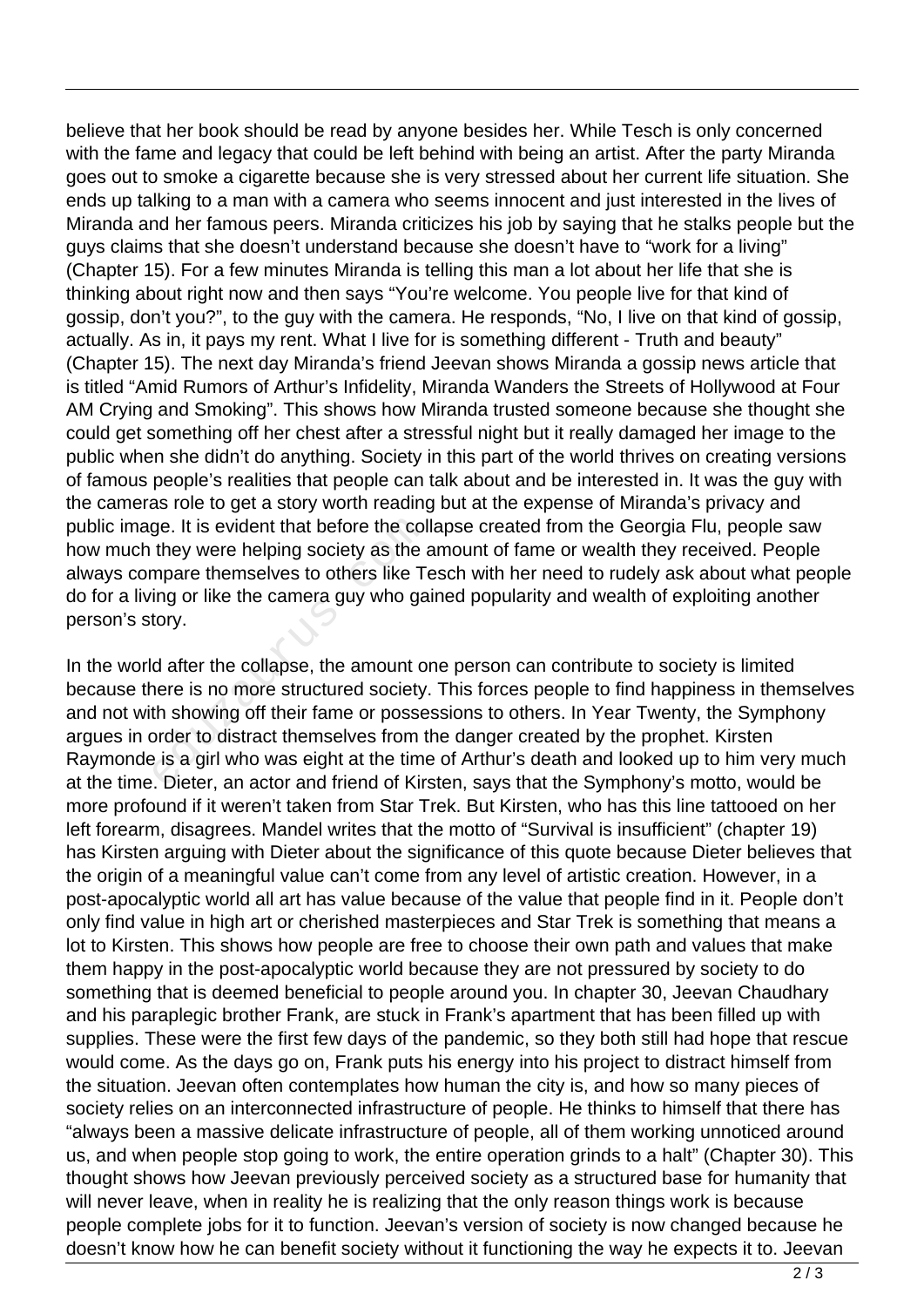believe that her book should be read by anyone besides her. While Tesch is only concerned with the fame and legacy that could be left behind with being an artist. After the party Miranda goes out to smoke a cigarette because she is very stressed about her current life situation. She ends up talking to a man with a camera who seems innocent and just interested in the lives of Miranda and her famous peers. Miranda criticizes his job by saying that he stalks people but the guys claims that she doesn't understand because she doesn't have to "work for a living" (Chapter 15). For a few minutes Miranda is telling this man a lot about her life that she is thinking about right now and then says "You're welcome. You people live for that kind of gossip, don't you?", to the guy with the camera. He responds, "No, I live on that kind of gossip, actually. As in, it pays my rent. What I live for is something different - Truth and beauty" (Chapter 15). The next day Miranda's friend Jeevan shows Miranda a gossip news article that is titled "Amid Rumors of Arthur's Infidelity, Miranda Wanders the Streets of Hollywood at Four AM Crying and Smoking". This shows how Miranda trusted someone because she thought she could get something off her chest after a stressful night but it really damaged her image to the public when she didn't do anything. Society in this part of the world thrives on creating versions of famous people's realities that people can talk about and be interested in. It was the guy with the cameras role to get a story worth reading but at the expense of Miranda's privacy and public image. It is evident that before the collapse created from the Georgia Flu, people saw how much they were helping society as the amount of fame or wealth they received. People always compare themselves to others like Tesch with her need to rudely ask about what people do for a living or like the camera guy who gained popularity and wealth of exploiting another person's story.

In the world after the collapse, the amount one person can contribute to society is limited because there is no more structured society. This forces people to find happiness in themselves and not with showing off their fame or possessions to others. In Year Twenty, the Symphony argues in order to distract themselves from the danger created by the prophet. Kirsten Raymonde is a girl who was eight at the time of Arthur's death and looked up to him very much at the time. Dieter, an actor and friend of Kirsten, says that the Symphony's motto, would be more profound if it weren't taken from Star Trek. But Kirsten, who has this line tattooed on her left forearm, disagrees. Mandel writes that the motto of "Survival is insufficient" (chapter 19) has Kirsten arguing with Dieter about the significance of this quote because Dieter believes that the origin of a meaningful value can't come from any level of artistic creation. However, in a post-apocalyptic world all art has value because of the value that people find in it. People don't only find value in high art or cherished masterpieces and Star Trek is something that means a lot to Kirsten. This shows how people are free to choose their own path and values that make them happy in the post-apocalyptic world because they are not pressured by society to do something that is deemed beneficial to people around you. In chapter 30, Jeevan Chaudhary and his paraplegic brother Frank, are stuck in Frank's apartment that has been filled up with supplies. These were the first few days of the pandemic, so they both still had hope that rescue would come. As the days go on, Frank puts his energy into his project to distract himself from the situation. Jeevan often contemplates how human the city is, and how so many pieces of society relies on an interconnected infrastructure of people. He thinks to himself that there has "always been a massive delicate infrastructure of people, all of them working unnoticed around us, and when people stop going to work, the entire operation grinds to a halt" (Chapter 30). This thought shows how Jeevan previously perceived society as a structured base for humanity that will never leave, when in reality he is realizing that the only reason things work is because people complete jobs for it to function. Jeevan's version of society is now changed because he doesn't know how he can benefit society without it functioning the way he expects it to. Jeevan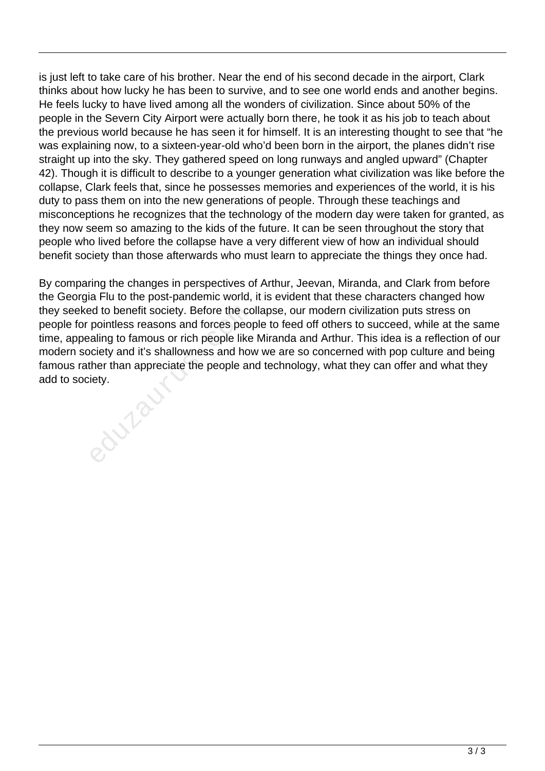is just left to take care of his brother. Near the end of his second decade in the airport, Clark thinks about how lucky he has been to survive, and to see one world ends and another begins. He feels lucky to have lived among all the wonders of civilization. Since about 50% of the people in the Severn City Airport were actually born there, he took it as his job to teach about the previous world because he has seen it for himself. It is an interesting thought to see that "he was explaining now, to a sixteen-year-old who'd been born in the airport, the planes didn't rise straight up into the sky. They gathered speed on long runways and angled upward" (Chapter 42). Though it is difficult to describe to a younger generation what civilization was like before the collapse, Clark feels that, since he possesses memories and experiences of the world, it is his duty to pass them on into the new generations of people. Through these teachings and misconceptions he recognizes that the technology of the modern day were taken for granted, as they now seem so amazing to the kids of the future. It can be seen throughout the story that people who lived before the collapse have a very different view of how an individual should benefit society than those afterwards who must learn to appreciate the things they once had.

By comparing the changes in perspectives of Arthur, Jeevan, Miranda, and Clark from before the Georgia Flu to the post-pandemic world, it is evident that these characters changed how they seeked to benefit society. Before the collapse, our modern civilization puts stress on people for pointless reasons and forces people to feed off others to succeed, while at the same time, appealing to famous or rich people like Miranda and Arthur. This idea is a reflection of our modern society and it's shallowness and how we are so concerned with pop culture and being famous rather than appreciate the people and technology, what they can offer and what they add to society.